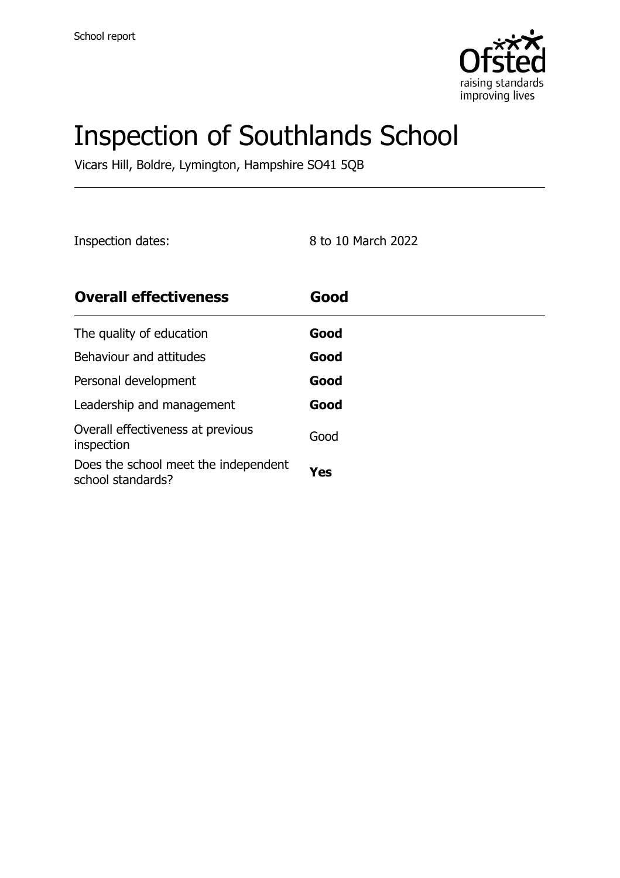School report

# Inspection of Southlands School

Vicars Hill, Boldre, Lymington, Hampshire SO41 5QB

Inspection dates: 8 to 10 March 2022

| Overall effectiveness | Good |
| --- | --- |
| The quality of education | **Good** |
| Behaviour and attitudes | **Good** |
| Personal development | **Good** |
| Leadership and management | **Good** |
| Overall effectiveness at previous inspection | Good |
| Does the school meet the independent school standards? | **Yes** |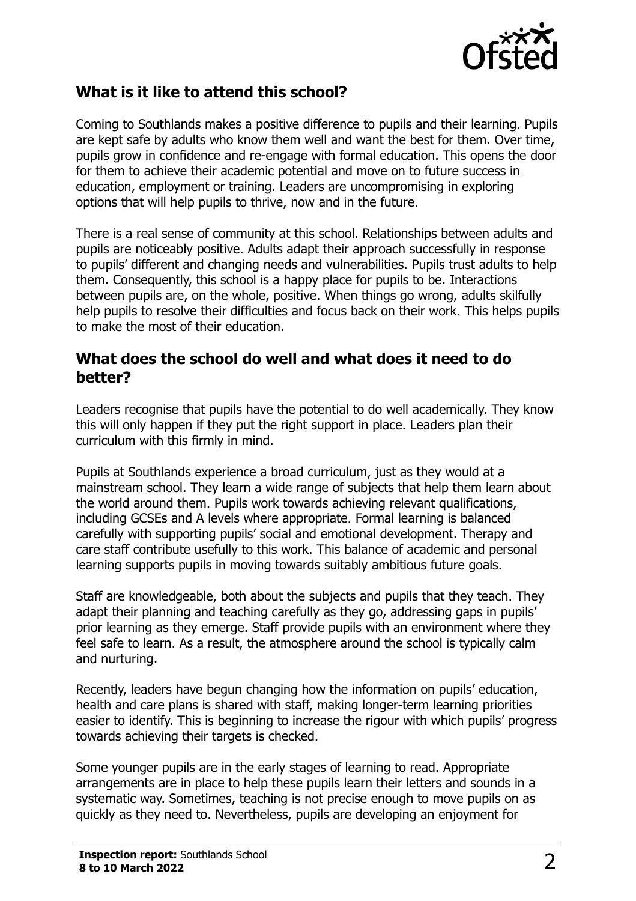## What is it like to attend this school?

Coming to Southlands makes a positive difference to pupils and their learning. Pupils are kept safe by adults who know them well and want the best for them. Over time, pupils grow in confidence and re-engage with formal education. This opens the door for them to achieve their academic potential and move on to future success in education, employment or training. Leaders are uncompromising in exploring options that will help pupils to thrive, now and in the future.

There is a real sense of community at this school. Relationships between adults and pupils are noticeably positive. Adults adapt their approach successfully in response to pupils' different and changing needs and vulnerabilities. Pupils trust adults to help them. Consequently, this school is a happy place for pupils to be. Interactions between pupils are, on the whole, positive. When things go wrong, adults skilfully help pupils to resolve their difficulties and focus back on their work. This helps pupils to make the most of their education.

## What does the school do well and what does it need to do better?

Leaders recognise that pupils have the potential to do well academically. They know this will only happen if they put the right support in place. Leaders plan their curriculum with this firmly in mind.

Pupils at Southlands experience a broad curriculum, just as they would at a mainstream school. They learn a wide range of subjects that help them learn about the world around them. Pupils work towards achieving relevant qualifications, including GCSEs and A levels where appropriate. Formal learning is balanced carefully with supporting pupils' social and emotional development. Therapy and care staff contribute usefully to this work. This balance of academic and personal learning supports pupils in moving towards suitably ambitious future goals.

Staff are knowledgeable, both about the subjects and pupils that they teach. They adapt their planning and teaching carefully as they go, addressing gaps in pupils' prior learning as they emerge. Staff provide pupils with an environment where they feel safe to learn. As a result, the atmosphere around the school is typically calm and nurturing.

Recently, leaders have begun changing how the information on pupils' education, health and care plans is shared with staff, making longer-term learning priorities easier to identify. This is beginning to increase the rigour with which pupils' progress towards achieving their targets is checked.

Some younger pupils are in the early stages of learning to read. Appropriate arrangements are in place to help these pupils learn their letters and sounds in a systematic way. Sometimes, teaching is not precise enough to move pupils on as quickly as they need to. Nevertheless, pupils are developing an enjoyment for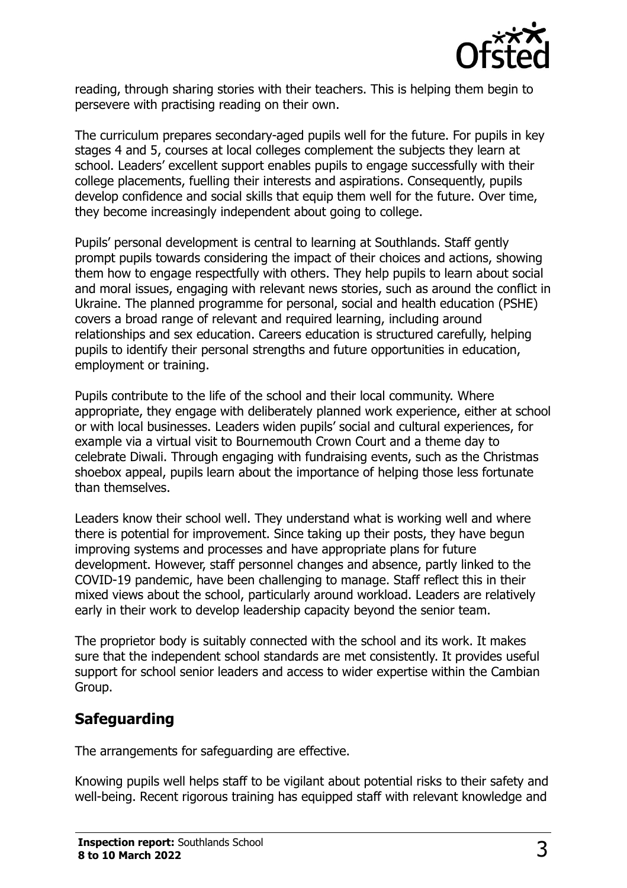reading, through sharing stories with their teachers. This is helping them begin to persevere with practising reading on their own.

The curriculum prepares secondary-aged pupils well for the future. For pupils in key stages 4 and 5, courses at local colleges complement the subjects they learn at school. Leaders' excellent support enables pupils to engage successfully with their college placements, fuelling their interests and aspirations. Consequently, pupils develop confidence and social skills that equip them well for the future. Over time, they become increasingly independent about going to college.

Pupils' personal development is central to learning at Southlands. Staff gently prompt pupils towards considering the impact of their choices and actions, showing them how to engage respectfully with others. They help pupils to learn about social and moral issues, engaging with relevant news stories, such as around the conflict in Ukraine. The planned programme for personal, social and health education (PSHE) covers a broad range of relevant and required learning, including around relationships and sex education. Careers education is structured carefully, helping pupils to identify their personal strengths and future opportunities in education, employment or training.

Pupils contribute to the life of the school and their local community. Where appropriate, they engage with deliberately planned work experience, either at school or with local businesses. Leaders widen pupils' social and cultural experiences, for example via a virtual visit to Bournemouth Crown Court and a theme day to celebrate Diwali. Through engaging with fundraising events, such as the Christmas shoebox appeal, pupils learn about the importance of helping those less fortunate than themselves.

Leaders know their school well. They understand what is working well and where there is potential for improvement. Since taking up their posts, they have begun improving systems and processes and have appropriate plans for future development. However, staff personnel changes and absence, partly linked to the COVID-19 pandemic, have been challenging to manage. Staff reflect this in their mixed views about the school, particularly around workload. Leaders are relatively early in their work to develop leadership capacity beyond the senior team.

The proprietor body is suitably connected with the school and its work. It makes sure that the independent school standards are met consistently. It provides useful support for school senior leaders and access to wider expertise within the Cambian Group.

## Safeguarding

The arrangements for safeguarding are effective.

Knowing pupils well helps staff to be vigilant about potential risks to their safety and well-being. Recent rigorous training has equipped staff with relevant knowledge and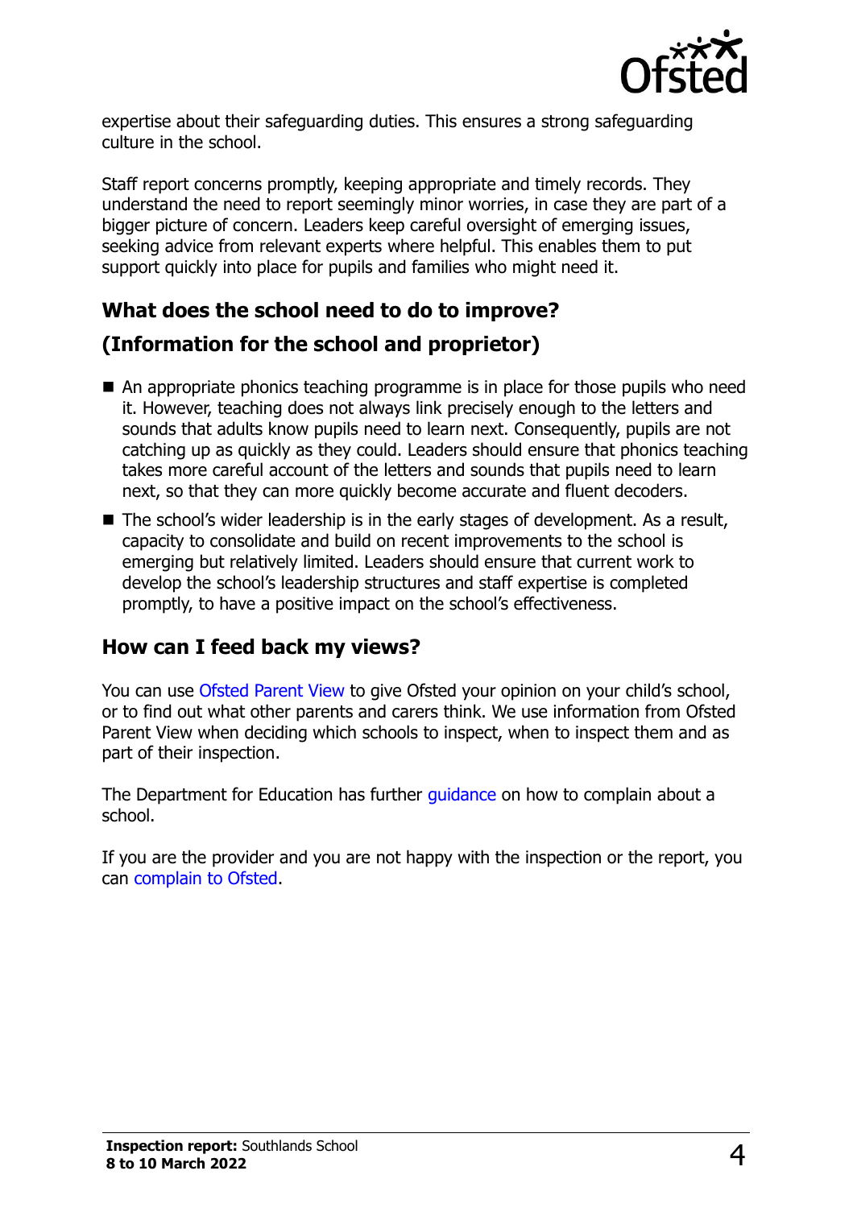expertise about their safeguarding duties. This ensures a strong safeguarding culture in the school.

Staff report concerns promptly, keeping appropriate and timely records. They understand the need to report seemingly minor worries, in case they are part of a bigger picture of concern. Leaders keep careful oversight of emerging issues, seeking advice from relevant experts where helpful. This enables them to put support quickly into place for pupils and families who might need it.

## What does the school need to do to improve?

## (Information for the school and proprietor)

- An appropriate phonics teaching programme is in place for those pupils who need it. However, teaching does not always link precisely enough to the letters and sounds that adults know pupils need to learn next. Consequently, pupils are not catching up as quickly as they could. Leaders should ensure that phonics teaching takes more careful account of the letters and sounds that pupils need to learn next, so that they can more quickly become accurate and fluent decoders.
- The school's wider leadership is in the early stages of development. As a result, capacity to consolidate and build on recent improvements to the school is emerging but relatively limited. Leaders should ensure that current work to develop the school's leadership structures and staff expertise is completed promptly, to have a positive impact on the school's effectiveness.

## How can I feed back my views?

You can use Ofsted Parent View to give Ofsted your opinion on your child's school, or to find out what other parents and carers think. We use information from Ofsted Parent View when deciding which schools to inspect, when to inspect them and as part of their inspection.

The Department for Education has further guidance on how to complain about a school.

If you are the provider and you are not happy with the inspection or the report, you can complain to Ofsted.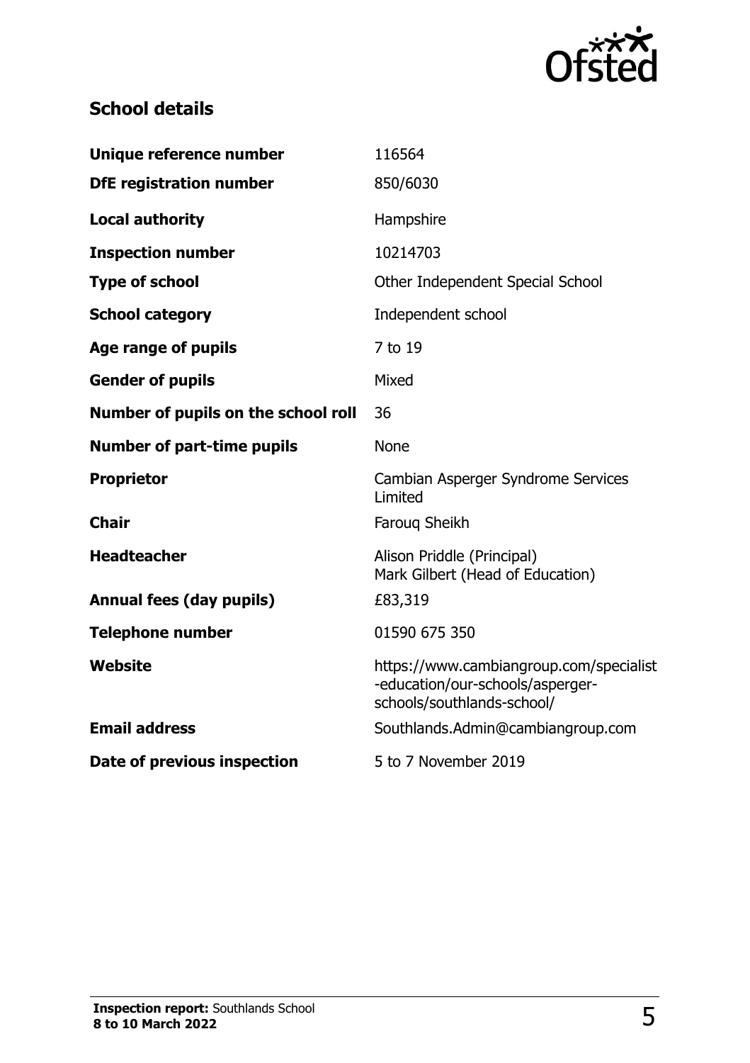## School details

| | |
|---|---|
| **Unique reference number** | 116564 |
| **DfE registration number** | 850/6030 |
| **Local authority** | Hampshire |
| **Inspection number** | 10214703 |
| **Type of school** | Other Independent Special School |
| **School category** | Independent school |
| **Age range of pupils** | 7 to 19 |
| **Gender of pupils** | Mixed |
| **Number of pupils on the school roll** | 36 |
| **Number of part-time pupils** | None |
| **Proprietor** | Cambian Asperger Syndrome Services Limited |
| **Chair** | Farouq Sheikh |
| **Headteacher** | Alison Priddle (Principal)<br>Mark Gilbert (Head of Education) |
| **Annual fees (day pupils)** | £83,319 |
| **Telephone number** | 01590 675 350 |
| **Website** | https://www.cambiangroup.com/specialist-education/our-schools/asperger-schools/southlands-school/ |
| **Email address** | Southlands.Admin@cambiangroup.com |
| **Date of previous inspection** | 5 to 7 November 2019 |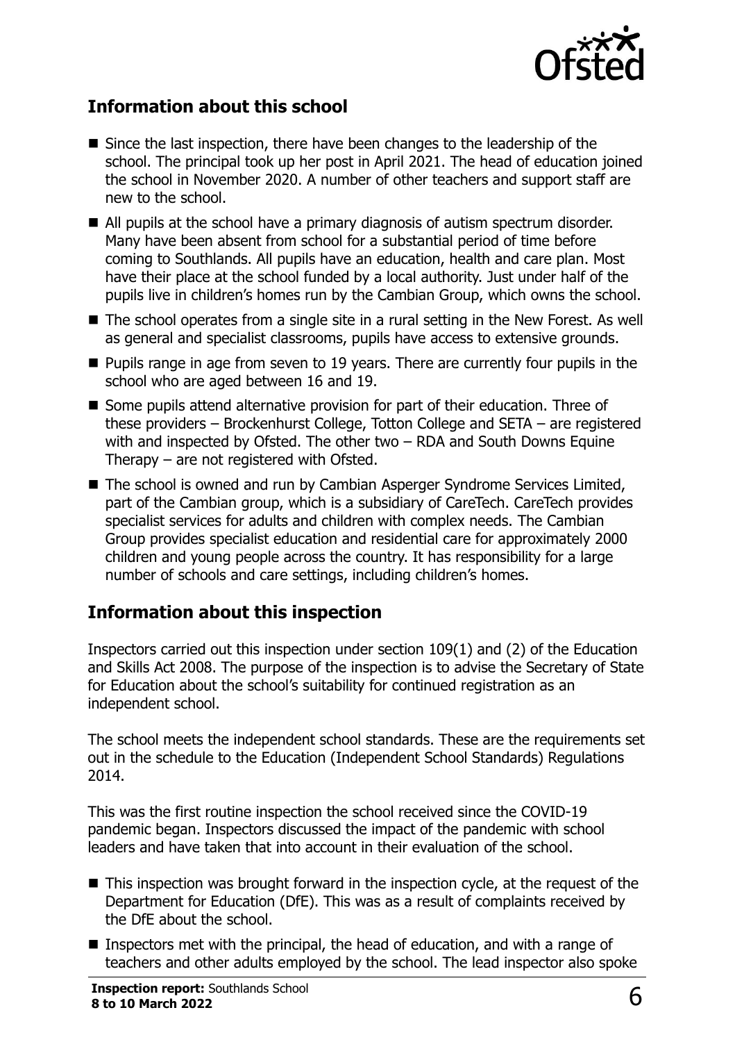## Information about this school

- Since the last inspection, there have been changes to the leadership of the school. The principal took up her post in April 2021. The head of education joined the school in November 2020. A number of other teachers and support staff are new to the school.
- All pupils at the school have a primary diagnosis of autism spectrum disorder. Many have been absent from school for a substantial period of time before coming to Southlands. All pupils have an education, health and care plan. Most have their place at the school funded by a local authority. Just under half of the pupils live in children's homes run by the Cambian Group, which owns the school.
- The school operates from a single site in a rural setting in the New Forest. As well as general and specialist classrooms, pupils have access to extensive grounds.
- Pupils range in age from seven to 19 years. There are currently four pupils in the school who are aged between 16 and 19.
- Some pupils attend alternative provision for part of their education. Three of these providers – Brockenhurst College, Totton College and SETA – are registered with and inspected by Ofsted. The other two – RDA and South Downs Equine Therapy – are not registered with Ofsted.
- The school is owned and run by Cambian Asperger Syndrome Services Limited, part of the Cambian group, which is a subsidiary of CareTech. CareTech provides specialist services for adults and children with complex needs. The Cambian Group provides specialist education and residential care for approximately 2000 children and young people across the country. It has responsibility for a large number of schools and care settings, including children's homes.

## Information about this inspection

Inspectors carried out this inspection under section 109(1) and (2) of the Education and Skills Act 2008. The purpose of the inspection is to advise the Secretary of State for Education about the school's suitability for continued registration as an independent school.

The school meets the independent school standards. These are the requirements set out in the schedule to the Education (Independent School Standards) Regulations 2014.

This was the first routine inspection the school received since the COVID-19 pandemic began. Inspectors discussed the impact of the pandemic with school leaders and have taken that into account in their evaluation of the school.

- This inspection was brought forward in the inspection cycle, at the request of the Department for Education (DfE). This was as a result of complaints received by the DfE about the school.
- Inspectors met with the principal, the head of education, and with a range of teachers and other adults employed by the school. The lead inspector also spoke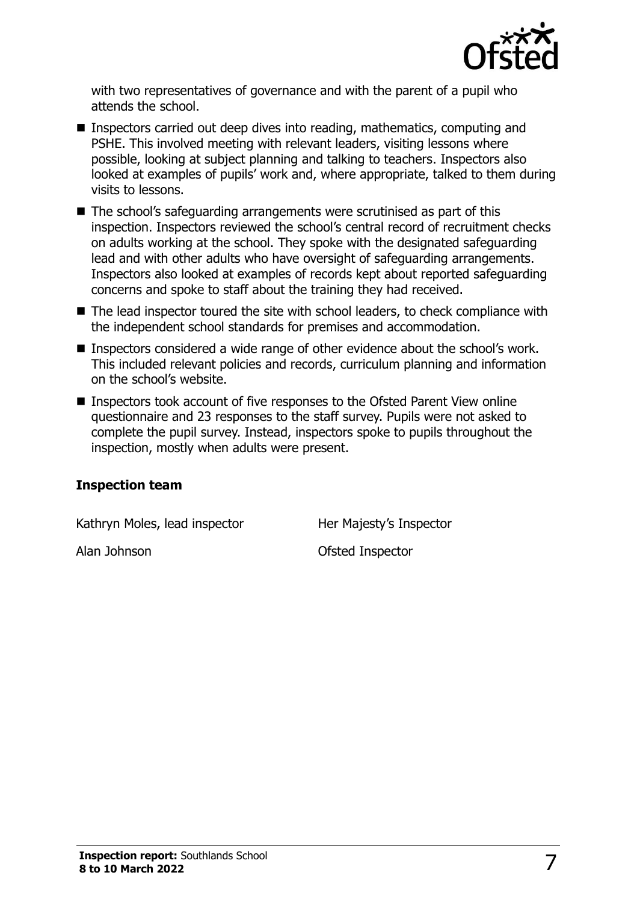with two representatives of governance and with the parent of a pupil who attends the school.

- Inspectors carried out deep dives into reading, mathematics, computing and PSHE. This involved meeting with relevant leaders, visiting lessons where possible, looking at subject planning and talking to teachers. Inspectors also looked at examples of pupils' work and, where appropriate, talked to them during visits to lessons.
- The school's safeguarding arrangements were scrutinised as part of this inspection. Inspectors reviewed the school's central record of recruitment checks on adults working at the school. They spoke with the designated safeguarding lead and with other adults who have oversight of safeguarding arrangements. Inspectors also looked at examples of records kept about reported safeguarding concerns and spoke to staff about the training they had received.
- The lead inspector toured the site with school leaders, to check compliance with the independent school standards for premises and accommodation.
- Inspectors considered a wide range of other evidence about the school's work. This included relevant policies and records, curriculum planning and information on the school's website.
- Inspectors took account of five responses to the Ofsted Parent View online questionnaire and 23 responses to the staff survey. Pupils were not asked to complete the pupil survey. Instead, inspectors spoke to pupils throughout the inspection, mostly when adults were present.

### Inspection team

| | |
|---|---|
| Kathryn Moles, lead inspector | Her Majesty's Inspector |
| Alan Johnson | Ofsted Inspector |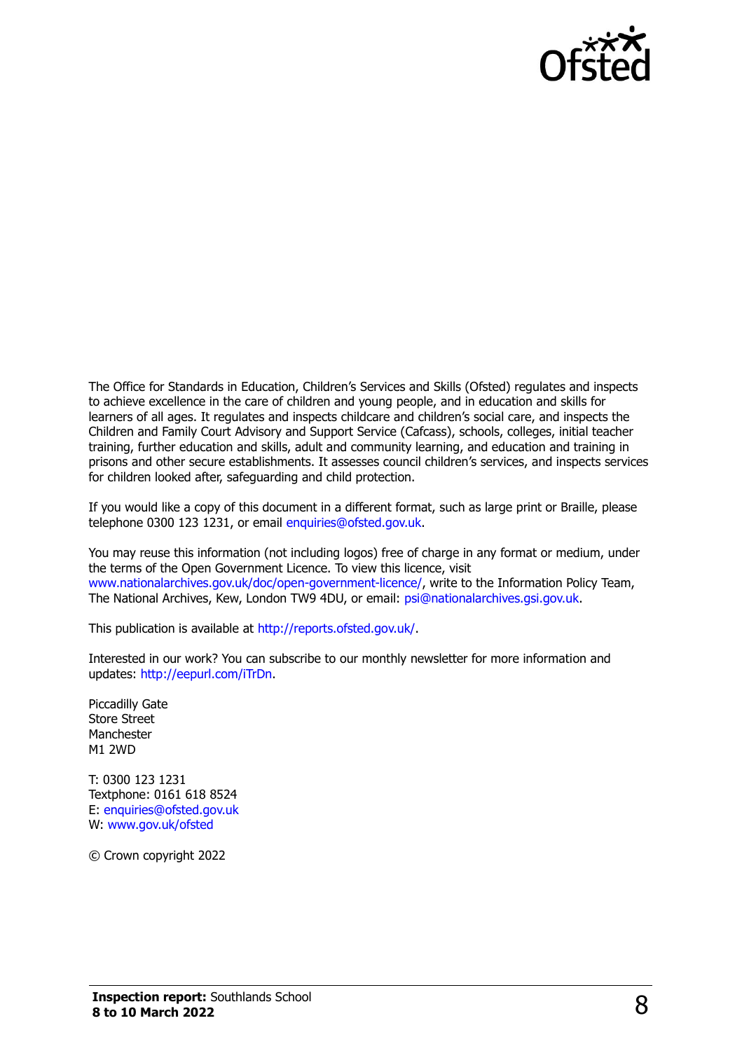The Office for Standards in Education, Children's Services and Skills (Ofsted) regulates and inspects to achieve excellence in the care of children and young people, and in education and skills for learners of all ages. It regulates and inspects childcare and children's social care, and inspects the Children and Family Court Advisory and Support Service (Cafcass), schools, colleges, initial teacher training, further education and skills, adult and community learning, and education and training in prisons and other secure establishments. It assesses council children's services, and inspects services for children looked after, safeguarding and child protection.

If you would like a copy of this document in a different format, such as large print or Braille, please telephone 0300 123 1231, or email enquiries@ofsted.gov.uk.

You may reuse this information (not including logos) free of charge in any format or medium, under the terms of the Open Government Licence. To view this licence, visit www.nationalarchives.gov.uk/doc/open-government-licence/, write to the Information Policy Team, The National Archives, Kew, London TW9 4DU, or email: psi@nationalarchives.gsi.gov.uk.

This publication is available at http://reports.ofsted.gov.uk/.

Interested in our work? You can subscribe to our monthly newsletter for more information and updates: http://eepurl.com/iTrDn.

Piccadilly Gate
Store Street
Manchester
M1 2WD

T: 0300 123 1231
Textphone: 0161 618 8524
E: enquiries@ofsted.gov.uk
W: www.gov.uk/ofsted

© Crown copyright 2022